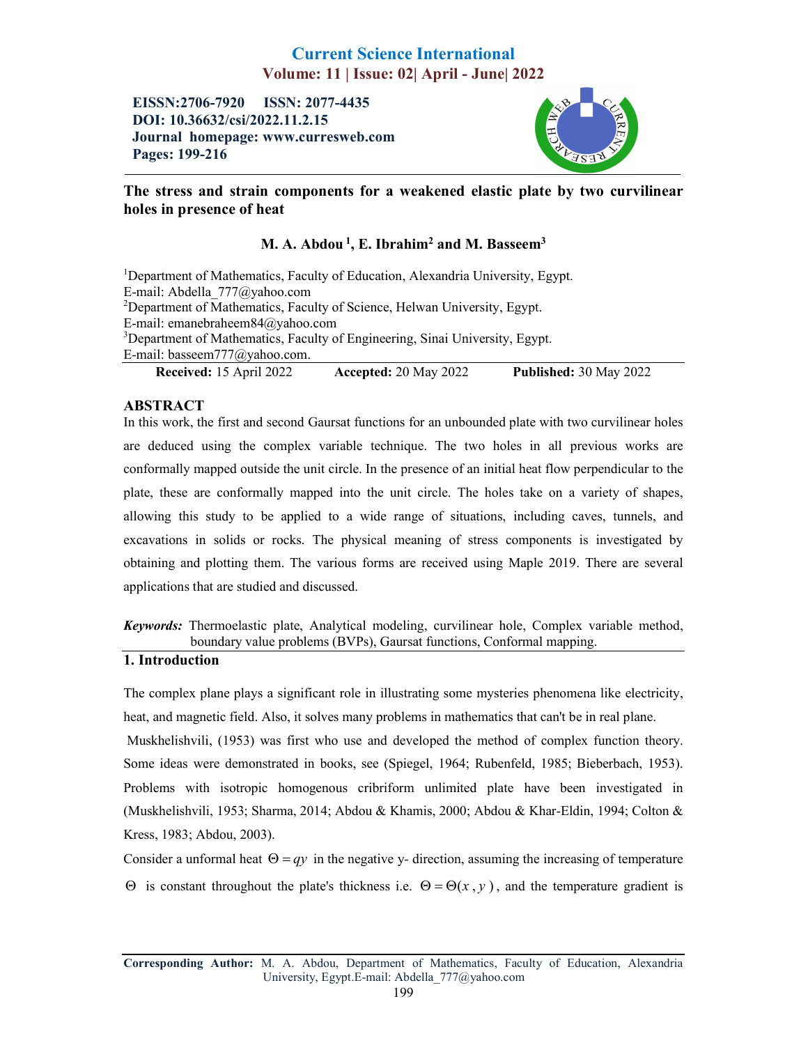# Current Science International
## Volume: 11 | Issue: 02| April - June| 2022

**EISSN:2706-7920 ISSN: 2077-4435**
**DOI: 10.36632/csi/2022.11.2.15**
**Journal homepage: www.curresweb.com**
**Pages: 199-216**

# The stress and strain components for a weakened elastic plate by two curvilinear holes in presence of heat

**M. A. Abdou [1], E. Ibrahim[2] and M. Basseem[3]**

[1]Department of Mathematics, Faculty of Education, Alexandria University, Egypt.
E-mail: Abdella_777@yahoo.com
[2]Department of Mathematics, Faculty of Science, Helwan University, Egypt.
E-mail: emanebraheem84@yahoo.com
[3]Department of Mathematics, Faculty of Engineering, Sinai University, Egypt.
E-mail: basseem777@yahoo.com.

**Received:** 15 April 2022 **Accepted:** 20 May 2022 **Published:** 30 May 2022

## ABSTRACT

In this work, the first and second Gaursat functions for an unbounded plate with two curvilinear holes are deduced using the complex variable technique. The two holes in all previous works are conformally mapped outside the unit circle. In the presence of an initial heat flow perpendicular to the plate, these are conformally mapped into the unit circle. The holes take on a variety of shapes, allowing this study to be applied to a wide range of situations, including caves, tunnels, and excavations in solids or rocks. The physical meaning of stress components is investigated by obtaining and plotting them. The various forms are received using Maple 2019. There are several applications that are studied and discussed.

***Keywords:*** Thermoelastic plate, Analytical modeling, curvilinear hole, Complex variable method, boundary value problems (BVPs), Gaursat functions, Conformal mapping.

## 1. Introduction

The complex plane plays a significant role in illustrating some mysteries phenomena like electricity, heat, and magnetic field. Also, it solves many problems in mathematics that can't be in real plane.

Muskhelishvili, (1953) was first who use and developed the method of complex function theory. Some ideas were demonstrated in books, see (Spiegel, 1964; Rubenfeld, 1985; Bieberbach, 1953). Problems with isotropic homogenous cribriform unlimited plate have been investigated in (Muskhelishvili, 1953; Sharma, 2014; Abdou & Khamis, 2000; Abdou & Khar-Eldin, 1994; Colton & Kress, 1983; Abdou, 2003).

Consider a unformal heat $\Theta = qy$ in the negative y- direction, assuming the increasing of temperature $\Theta$ is constant throughout the plate's thickness i.e. $\Theta = \Theta(x, y)$, and the temperature gradient is

**Corresponding Author:** M. A. Abdou, Department of Mathematics, Faculty of Education, Alexandria University, Egypt.E-mail: Abdella_777@yahoo.com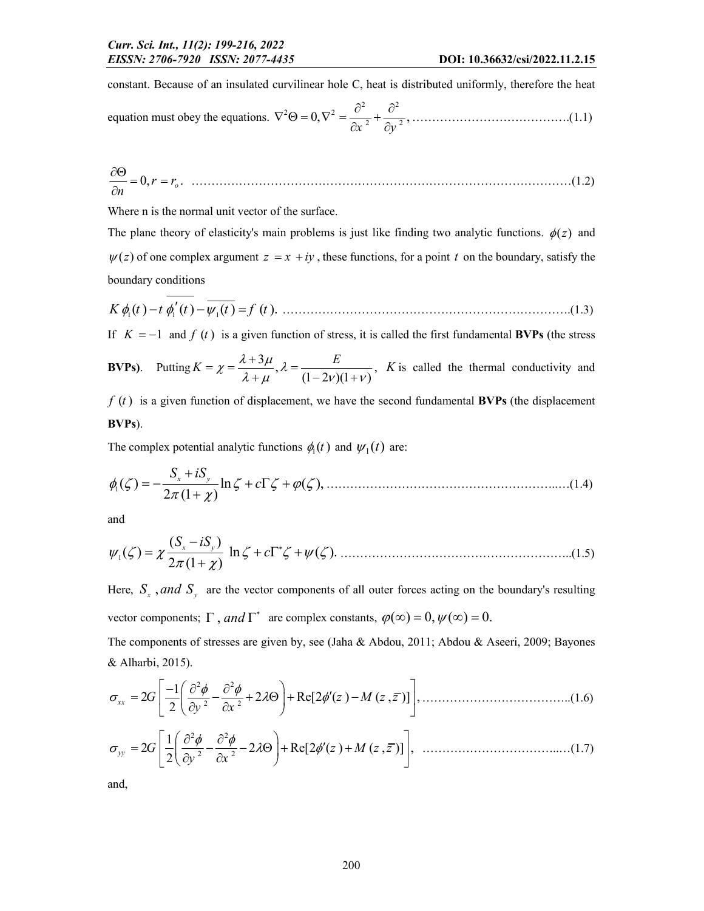constant. Because of an insulated curvilinear hole C, heat is distributed uniformly, therefore the heat equation must obey the equations. $\nabla^2\Theta = 0, \nabla^2 = \dfrac{\partial^2}{\partial x^2} + \dfrac{\partial^2}{\partial y^2}$, ………………………………….(1.1)

$$\frac{\partial \Theta}{\partial n} = 0, r = r_o. \quad \text{……………………………………………………………………………………(1.2)}$$

Where n is the normal unit vector of the surface.

The plane theory of elasticity's main problems is just like finding two analytic functions. $\phi(z)$ and $\psi(z)$ of one complex argument $z = x + iy$, these functions, for a point $t$ on the boundary, satisfy the boundary conditions

$$K\,\phi_1(t) - t\,\overline{\phi_1'(t)} - \overline{\psi_1(t)} = f\,(t). \quad \text{…………………………………………………………………(1.3)}$$

If $K = -1$ and $f\,(t)$ is a given function of stress, it is called the first fundamental **BVPs** (the stress **BVPs**). Putting $K = \chi = \dfrac{\lambda + 3\mu}{\lambda + \mu}, \lambda = \dfrac{E}{(1-2\nu)(1+\nu)}$, $K$ is called the thermal conductivity and $f\,(t)$ is a given function of displacement, we have the second fundamental **BVPs** (the displacement **BVPs**).

The complex potential analytic functions $\phi_1(t)$ and $\psi_1(t)$ are:

$$\phi_1(\zeta) = -\frac{S_x + iS_y}{2\pi(1+\chi)}\ln\zeta + c\Gamma\zeta + \varphi(\zeta), \quad \text{……………………………………………………..…(1.4)}$$

and

$$\psi_1(\zeta) = \chi\frac{(S_x - iS_y)}{2\pi(1+\chi)}\ln\zeta + c\Gamma^*\zeta + \psi(\zeta). \quad \text{………………………………………………...(1.5)}$$

Here, $S_x$, *and* $S_y$ are the vector components of all outer forces acting on the boundary's resulting vector components; $\Gamma$, *and* $\Gamma^*$ are complex constants, $\varphi(\infty) = 0, \psi(\infty) = 0.$

The components of stresses are given by, see (Jaha & Abdou, 2011; Abdou & Aseeri, 2009; Bayones & Alharbi, 2015).

$$\sigma_{xx} = 2G\left[\frac{-1}{2}\left(\frac{\partial^2\phi}{\partial y^2} - \frac{\partial^2\phi}{\partial x^2} + 2\lambda\Theta\right) + \text{Re}[2\phi'(z) - M\,(z,\bar{z})]\right], \quad \text{……………………………..(1.6)}$$

$$\sigma_{yy} = 2G\left[\frac{1}{2}\left(\frac{\partial^2\phi}{\partial y^2} - \frac{\partial^2\phi}{\partial x^2} - 2\lambda\Theta\right) + \text{Re}[2\phi'(z) + M\,(z,\bar{z})]\right], \quad \text{……………………………..…(1.7)}$$

and,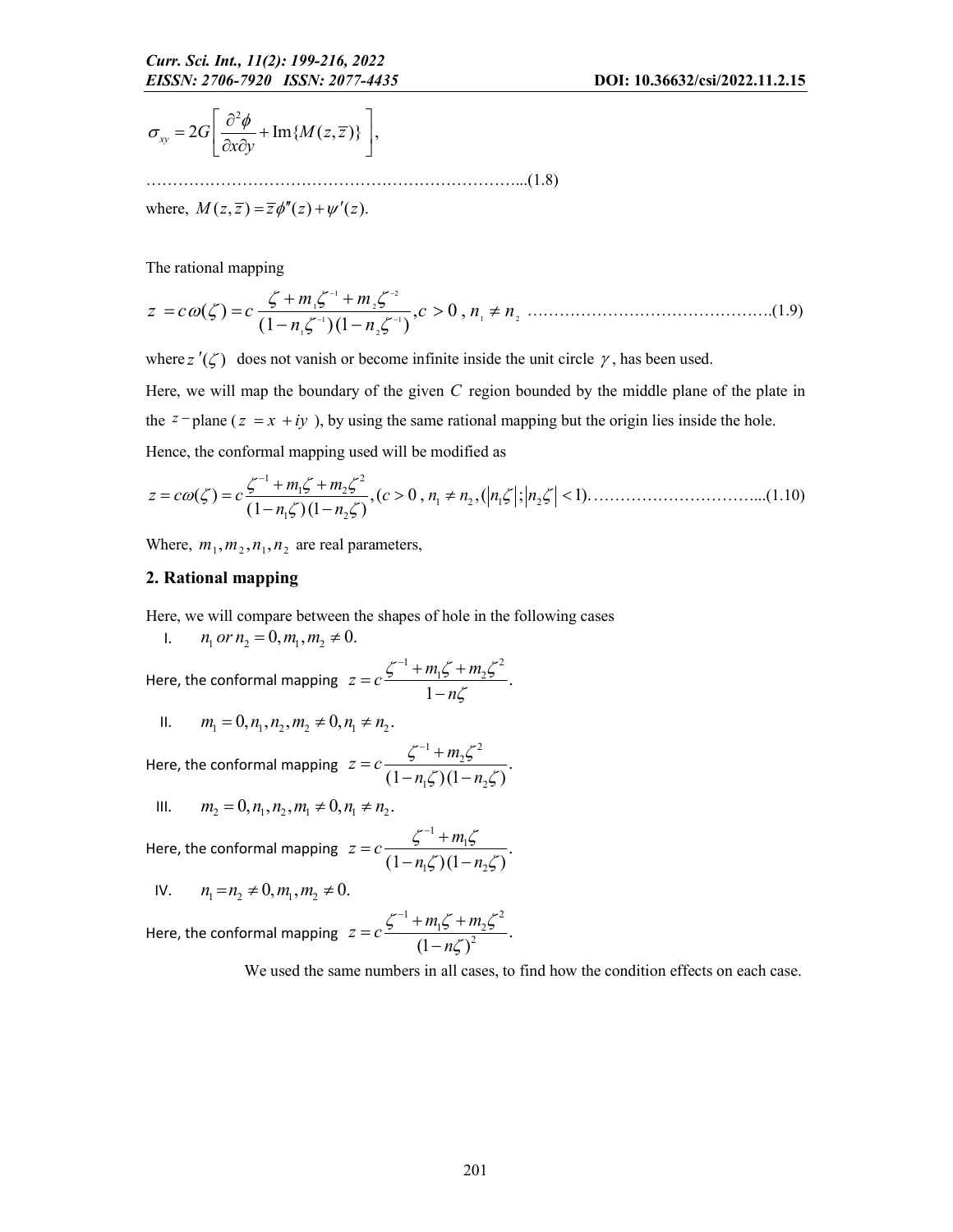$$\sigma_{xy} = 2G\left[\frac{\partial^2 \phi}{\partial x \partial y} + \operatorname{Im}\{M(z,\bar{z})\}\right],$$

………………………………………………………………...(1.8)

where, $M(z,\bar{z}) = \bar{z}\phi''(z) + \psi'(z).$

The rational mapping

$$z = c\,\omega(\zeta) = c\,\frac{\zeta + m_1\zeta^{-1} + m_2\zeta^{-2}}{(1 - n_1\zeta^{-1})(1 - n_2\zeta^{-1})}, c > 0\ ,\ n_1 \neq n_2 \quad \text{……………………………………….(1.9)}$$

where $z'(\zeta)$ does not vanish or become infinite inside the unit circle $\gamma$, has been used.

Here, we will map the boundary of the given $C$ region bounded by the middle plane of the plate in the $z-$plane ($z = x + iy$), by using the same rational mapping but the origin lies inside the hole.

Hence, the conformal mapping used will be modified as

$$z = c\omega(\zeta) = c\,\frac{\zeta^{-1} + m_1\zeta + m_2\zeta^2}{(1 - n_1\zeta)(1 - n_2\zeta)}, (c > 0\ ,\ n_1 \neq n_2, (|n_1\zeta|; |n_2\zeta| < 1). \quad \text{…………………………...(1.10)}$$

Where, $m_1, m_2, n_1, n_2$ are real parameters,

## 2. Rational mapping

Here, we will compare between the shapes of hole in the following cases

I. $n_1\ or\ n_2 = 0, m_1, m_2 \neq 0.$

Here, the conformal mapping $z = c\,\dfrac{\zeta^{-1} + m_1\zeta + m_2\zeta^2}{1 - n\zeta}.$

II. $m_1 = 0, n_1, n_2, m_2 \neq 0, n_1 \neq n_2.$

Here, the conformal mapping $z = c\,\dfrac{\zeta^{-1} + m_2\zeta^2}{(1 - n_1\zeta)(1 - n_2\zeta)}.$

III. $m_2 = 0, n_1, n_2, m_1 \neq 0, n_1 \neq n_2.$

Here, the conformal mapping $z = c\,\dfrac{\zeta^{-1} + m_1\zeta}{(1 - n_1\zeta)(1 - n_2\zeta)}.$

IV. $n_1 = n_2 \neq 0, m_1, m_2 \neq 0.$

Here, the conformal mapping $z = c\,\dfrac{\zeta^{-1} + m_1\zeta + m_2\zeta^2}{(1 - n\zeta)^2}.$

We used the same numbers in all cases, to find how the condition effects on each case.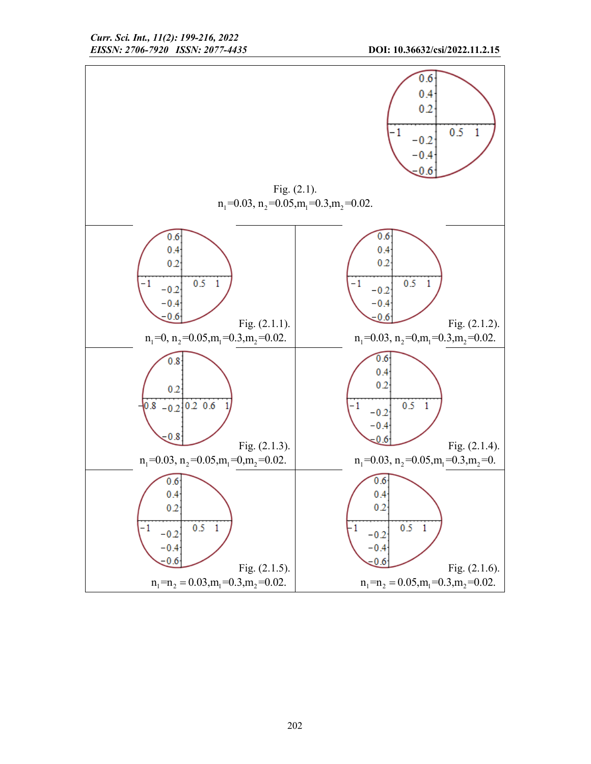Fig. (2.1).
$n_1=0.03$, $n_2=0.05$, $m_1=0.3$, $m_2=0.02$.

Fig. (2.1.1).
$n_1=0$, $n_2=0.05$, $m_1=0.3$, $m_2=0.02$.

Fig. (2.1.2).
$n_1=0.03$, $n_2=0$, $m_1=0.3$, $m_2=0.02$.

Fig. (2.1.3).
$n_1=0.03$, $n_2=0.05$, $m_1=0$, $m_2=0.02$.

Fig. (2.1.4).
$n_1=0.03$, $n_2=0.05$, $m_1=0.3$, $m_2=0$.

Fig. (2.1.5).
$n_1=n_2=0.03$, $m_1=0.3$, $m_2=0.02$.

Fig. (2.1.6).
$n_1=n_2=0.05$, $m_1=0.3$, $m_2=0.02$.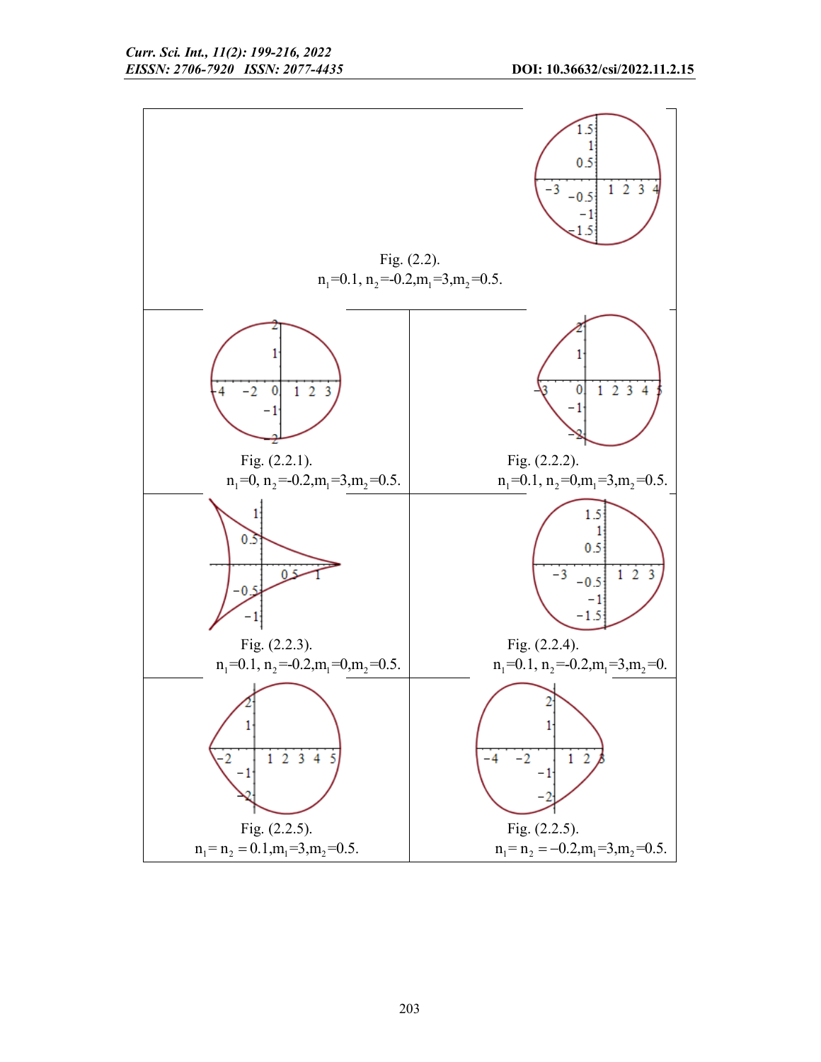Fig. (2.2).
$n_1=0.1$, $n_2=-0.2, m_1=3, m_2=0.5$.

Fig. (2.2.1).
$n_1=0$, $n_2=-0.2, m_1=3, m_2=0.5$.

Fig. (2.2.2).
$n_1=0.1$, $n_2=0, m_1=3, m_2=0.5$.

Fig. (2.2.3).
$n_1=0.1$, $n_2=-0.2, m_1=0, m_2=0.5$.

Fig. (2.2.4).
$n_1=0.1$, $n_2=-0.2, m_1=3, m_2=0$.

Fig. (2.2.5).
$n_1=n_2=0.1, m_1=3, m_2=0.5$.

Fig. (2.2.5).
$n_1=n_2=-0.2, m_1=3, m_2=0.5$.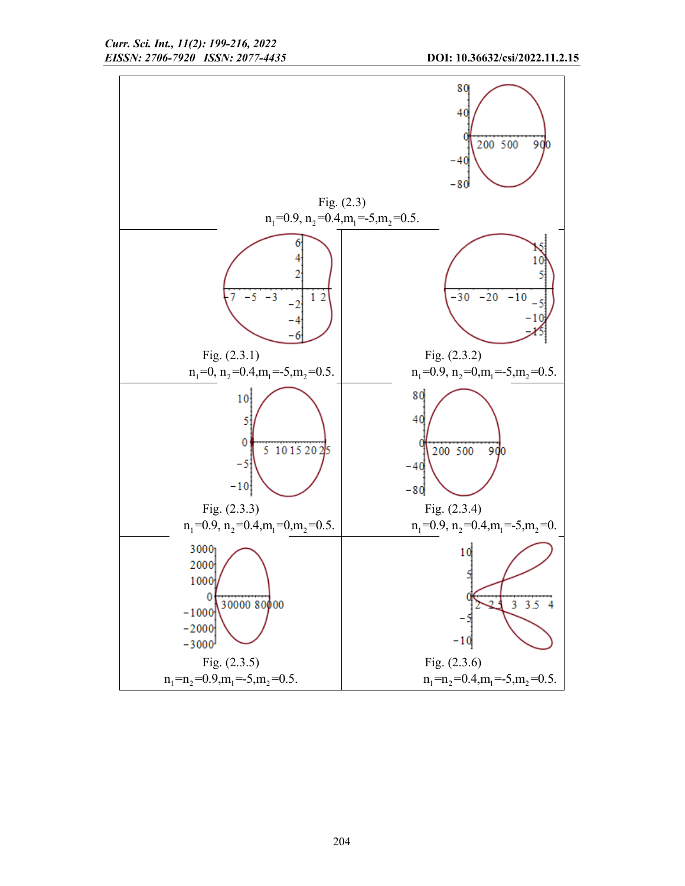Fig. (2.3)
$n_1=0.9$, $n_2=0.4$, $m_1=-5$, $m_2=0.5$.

Fig. (2.3.1)
$n_1=0$, $n_2=0.4$, $m_1=-5$, $m_2=0.5$.

Fig. (2.3.2)
$n_1=0.9$, $n_2=0$, $m_1=-5$, $m_2=0.5$.

Fig. (2.3.3)
$n_1=0.9$, $n_2=0.4$, $m_1=0$, $m_2=0.5$.

Fig. (2.3.4)
$n_1=0.9$, $n_2=0.4$, $m_1=-5$, $m_2=0$.

Fig. (2.3.5)
$n_1=n_2=0.9$, $m_1=-5$, $m_2=0.5$.

Fig. (2.3.6)
$n_1=n_2=0.4$, $m_1=-5$, $m_2=0.5$.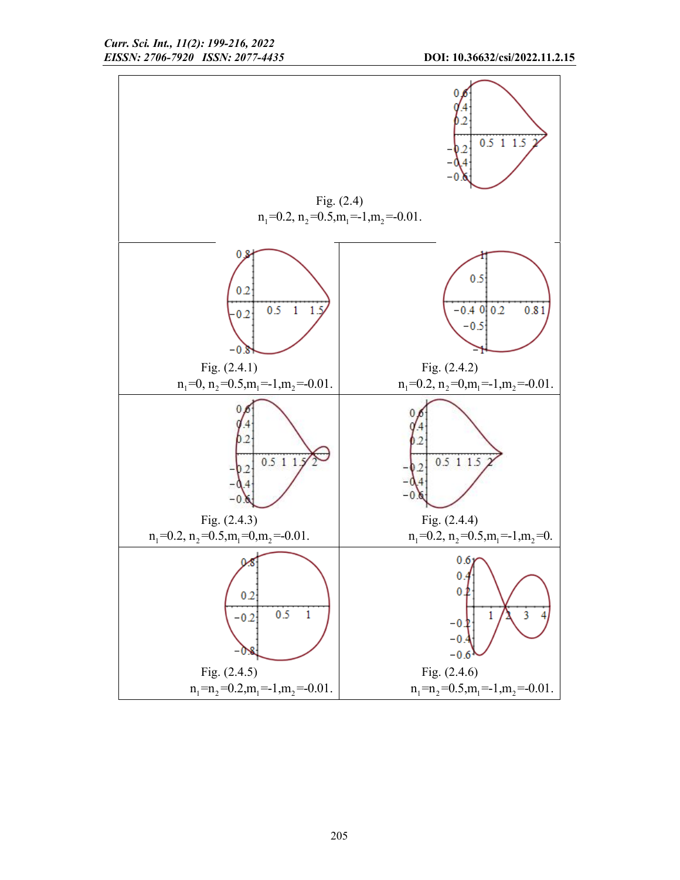Fig. (2.4)
$n_1=0.2$, $n_2=0.5$, $m_1=-1$, $m_2=-0.01$.

Fig. (2.4.1)
$n_1=0$, $n_2=0.5$, $m_1=-1$, $m_2=-0.01$.

Fig. (2.4.2)
$n_1=0.2$, $n_2=0$, $m_1=-1$, $m_2=-0.01$.

Fig. (2.4.3)
$n_1=0.2$, $n_2=0.5$, $m_1=0$, $m_2=-0.01$.

Fig. (2.4.4)
$n_1=0.2$, $n_2=0.5$, $m_1=-1$, $m_2=0$.

Fig. (2.4.5)
$n_1=n_2=0.2$, $m_1=-1$, $m_2=-0.01$.

Fig. (2.4.6)
$n_1=n_2=0.5$, $m_1=-1$, $m_2=-0.01$.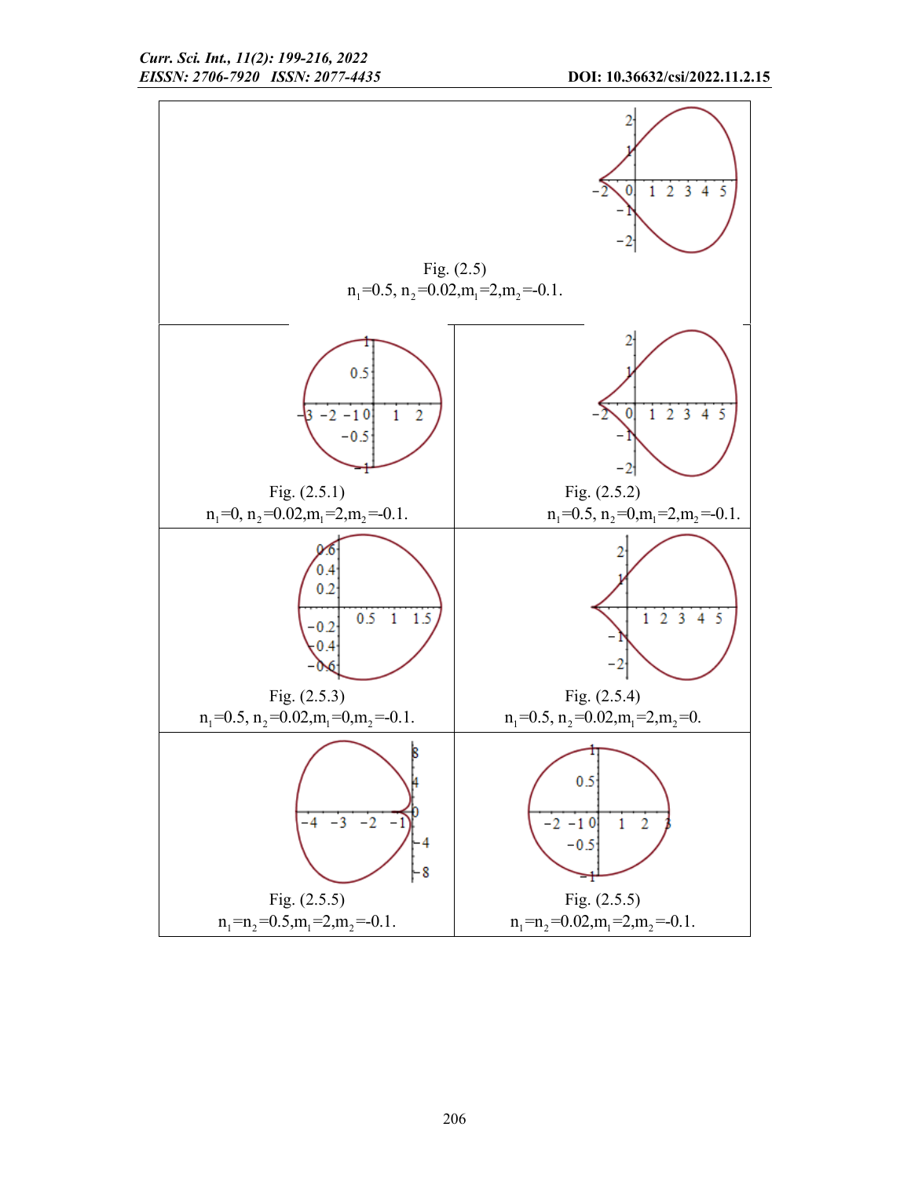Fig. (2.5)
$n_1=0.5$, $n_2=0.02, m_1=2, m_2=-0.1$.

Fig. (2.5.1)
$n_1=0$, $n_2=0.02, m_1=2, m_2=-0.1$.

Fig. (2.5.2)
$n_1=0.5$, $n_2=0, m_1=2, m_2=-0.1$.

Fig. (2.5.3)
$n_1=0.5$, $n_2=0.02, m_1=0, m_2=-0.1$.

Fig. (2.5.4)
$n_1=0.5$, $n_2=0.02, m_1=2, m_2=0$.

Fig. (2.5.5)
$n_1=n_2=0.5, m_1=2, m_2=-0.1$.

Fig. (2.5.5)
$n_1=n_2=0.02, m_1=2, m_2=-0.1$.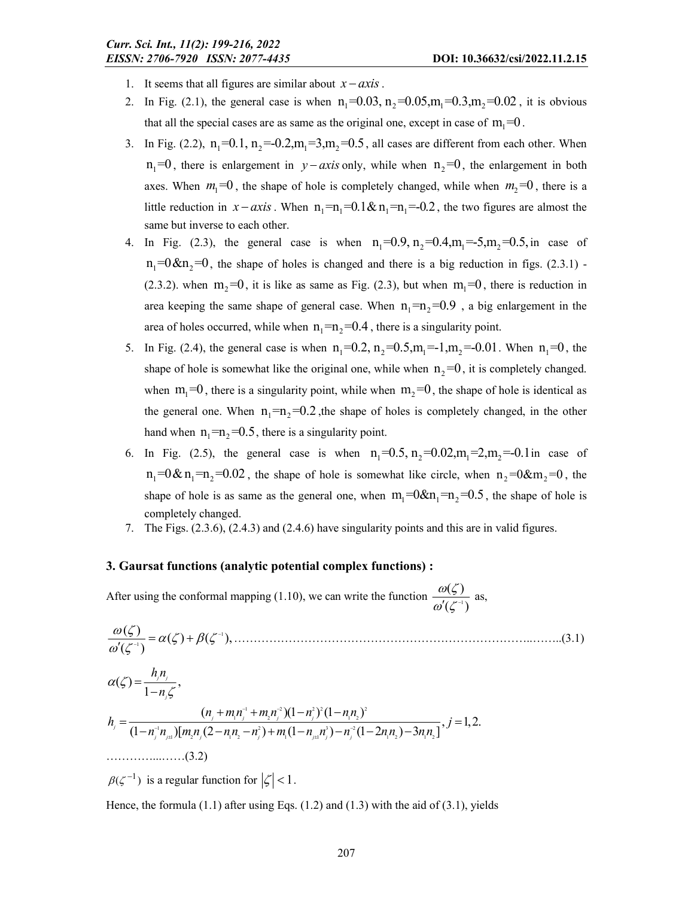1. It seems that all figures are similar about $x-axis$.
2. In Fig. (2.1), the general case is when $n_1=0.03, n_2=0.05, m_1=0.3, m_2=0.02$, it is obvious that all the special cases are as same as the original one, except in case of $m_1=0$.
3. In Fig. (2.2), $n_1=0.1, n_2=-0.2, m_1=3, m_2=0.5$, all cases are different from each other. When $n_1=0$, there is enlargement in $y-axis$ only, while when $n_2=0$, the enlargement in both axes. When $m_1=0$, the shape of hole is completely changed, while when $m_2=0$, there is a little reduction in $x-axis$. When $n_1=n_1=0.1 \,\&\, n_1=n_1=-0.2$, the two figures are almost the same but inverse to each other.
4. In Fig. (2.3), the general case is when $n_1=0.9, n_2=0.4, m_1=-5, m_2=0.5$, in case of $n_1=0 \,\&\, n_2=0$, the shape of holes is changed and there is a big reduction in figs. (2.3.1) - (2.3.2). when $m_2=0$, it is like as same as Fig. (2.3), but when $m_1=0$, there is reduction in area keeping the same shape of general case. When $n_1=n_2=0.9$, a big enlargement in the area of holes occurred, while when $n_1=n_2=0.4$, there is a singularity point.
5. In Fig. (2.4), the general case is when $n_1=0.2, n_2=0.5, m_1=-1, m_2=-0.01$. When $n_1=0$, the shape of hole is somewhat like the original one, while when $n_2=0$, it is completely changed. when $m_1=0$, there is a singularity point, while when $m_2=0$, the shape of hole is identical as the general one. When $n_1=n_2=0.2$, the shape of holes is completely changed, in the other hand when $n_1=n_2=0.5$, there is a singularity point.
6. In Fig. (2.5), the general case is when $n_1=0.5, n_2=0.02, m_1=2, m_2=-0.1$ in case of $n_1=0 \,\&\, n_1=n_2=0.02$, the shape of hole is somewhat like circle, when $n_2=0 \,\&\, m_2=0$, the shape of hole is as same as the general one, when $m_1=0 \,\&\, n_1=n_2=0.5$, the shape of hole is completely changed.
7. The Figs. (2.3.6), (2.4.3) and (2.4.6) have singularity points and this are in valid figures.

## 3. Gaursat functions (analytic potential complex functions) :

After using the conformal mapping (1.10), we can write the function $\dfrac{\omega(\zeta)}{\omega'(\zeta^{-1})}$ as,

$$\frac{\omega(\zeta)}{\omega'(\zeta^{-1})} = \alpha(\zeta) + \beta(\zeta^{-1}), \quad \text{......(3.1)}$$

$$\alpha(\zeta) = \frac{h_j n_j}{1 - n_j \zeta},$$

$$h_j = \frac{(n_j + m_1 n_j^{-1} + m_2 n_j^{-2})(1-n_j^2)^2(1-n_1 n_2)^2}{(1-n_j^{-1} n_{j\pm1})[m_2 n_j(2 - n_1 n_2 - n_j^2) + m_1(1 - n_{j\pm1} n_j^3) - n_j^{-2}(1 - 2n_1 n_2) - 3n_1 n_2]}, \; j = 1, 2.$$

$$\text{......(3.2)}$$

$\beta(\zeta^{-1})$ is a regular function for $|\zeta| < 1$.

Hence, the formula (1.1) after using Eqs. (1.2) and (1.3) with the aid of (3.1), yields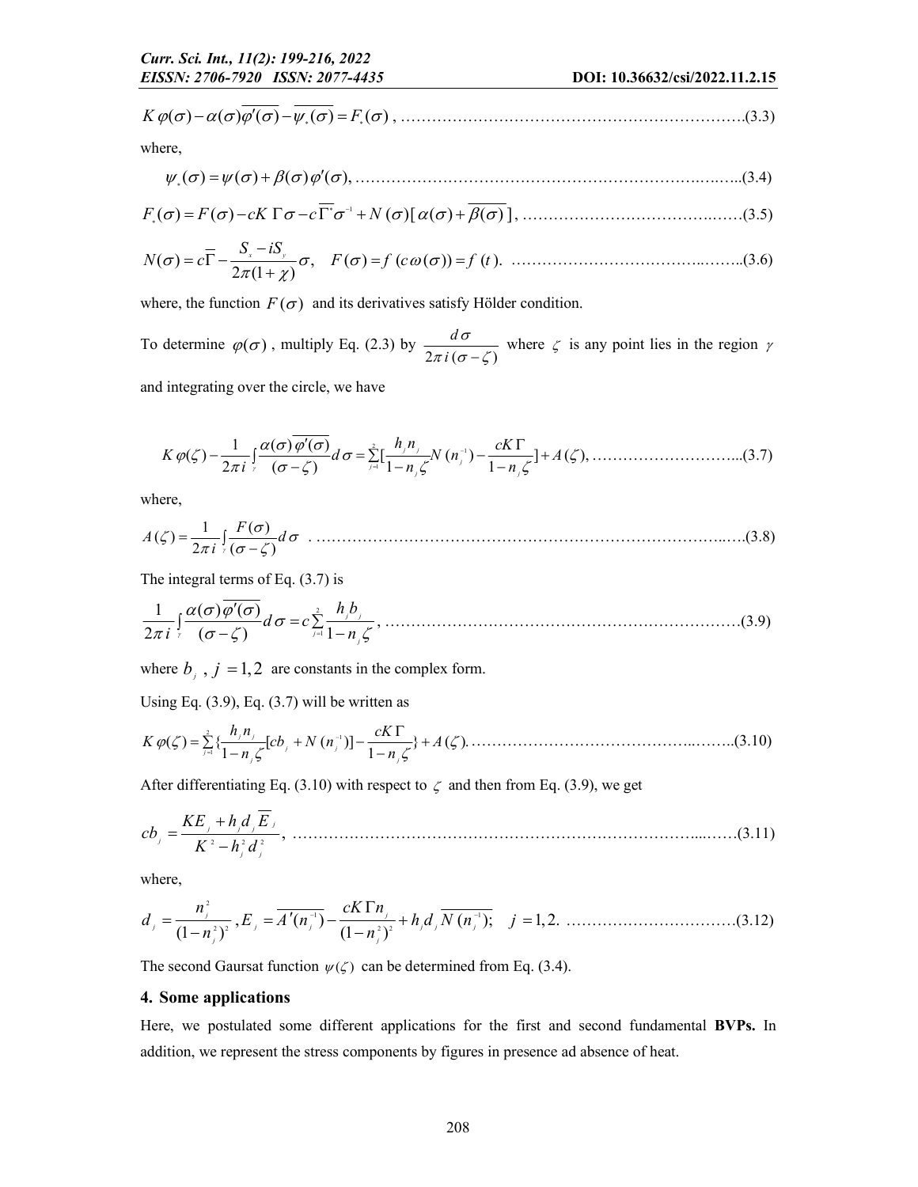$$K\,\varphi(\sigma)-\alpha(\sigma)\overline{\varphi'(\sigma)}-\overline{\psi_*(\sigma)}=F_*(\sigma)\,, \quad (3.3)$$

where,

$$\psi_*(\sigma)=\psi(\sigma)+\beta(\sigma)\,\varphi'(\sigma), \quad (3.4)$$

$$F_*(\sigma)=F(\sigma)-cK\,\Gamma\sigma-c\,\overline{\Gamma^*}\sigma^{-1}+N\,(\sigma)[\,\alpha(\sigma)+\overline{\beta(\sigma)}\,], \quad (3.5)$$

$$N(\sigma)=c\overline{\Gamma}-\frac{S_x-iS_y}{2\pi(1+\chi)}\sigma,\quad F(\sigma)=f\,(c\,\omega(\sigma))=f\,(t). \quad (3.6)$$

where, the function $F(\sigma)$ and its derivatives satisfy Hölder condition.

To determine $\varphi(\sigma)$, multiply Eq. (2.3) by $\dfrac{d\sigma}{2\pi\, i\,(\sigma-\zeta)}$ where $\zeta$ is any point lies in the region $\gamma$ and integrating over the circle, we have

$$K\,\varphi(\zeta)-\frac{1}{2\pi i}\int_{\gamma}\frac{\alpha(\sigma)\,\overline{\varphi'(\sigma)}}{(\sigma-\zeta)}d\sigma=\sum_{j=1}^{2}\Big[\frac{h_j n_j}{1-n_j\zeta}N\,(n_j^{-1})-\frac{cK\,\Gamma}{1-n_j\zeta}\Big]+A\,(\zeta), \quad (3.7)$$

where,

$$A\,(\zeta)=\frac{1}{2\pi i}\int_{\gamma}\frac{F(\sigma)}{(\sigma-\zeta)}d\sigma\ . \quad (3.8)$$

The integral terms of Eq. (3.7) is

$$\frac{1}{2\pi i}\int_{\gamma}\frac{\alpha(\sigma)\,\overline{\varphi'(\sigma)}}{(\sigma-\zeta)}d\sigma=c\sum_{j=1}^{2}\frac{h_j b_j}{1-n_j\zeta}, \quad (3.9)$$

where $b_j\,,\,j=1,2$ are constants in the complex form.

Using Eq. (3.9), Eq. (3.7) will be written as

$$K\,\varphi(\zeta)=\sum_{j=1}^{2}\Big\{\frac{h_j n_j}{1-n_j\zeta}[cb_j+N\,(n_j^{-1})]-\frac{cK\,\Gamma}{1-n_j\zeta}\Big\}+A\,(\zeta). \quad (3.10)$$

After differentiating Eq. (3.10) with respect to $\zeta$ and then from Eq. (3.9), we get

$$cb_j=\frac{KE_j+h_j d_j\overline{E}_j}{K^2-h_j^2 d_j^2}, \quad (3.11)$$

where,

$$d_j=\frac{n_j^2}{(1-n_j^2)^2}\,,E_j=\overline{A'(n_j^{-1})}-\frac{cK\,\Gamma n_j}{(1-n_j^2)^2}+h_j d_j\,\overline{N\,(n_j^{-1})};\quad j=1,2. \quad (3.12)$$

The second Gaursat function $\psi(\zeta)$ can be determined from Eq. (3.4).

## 4. Some applications

Here, we postulated some different applications for the first and second fundamental **BVPs.** In addition, we represent the stress components by figures in presence ad absence of heat.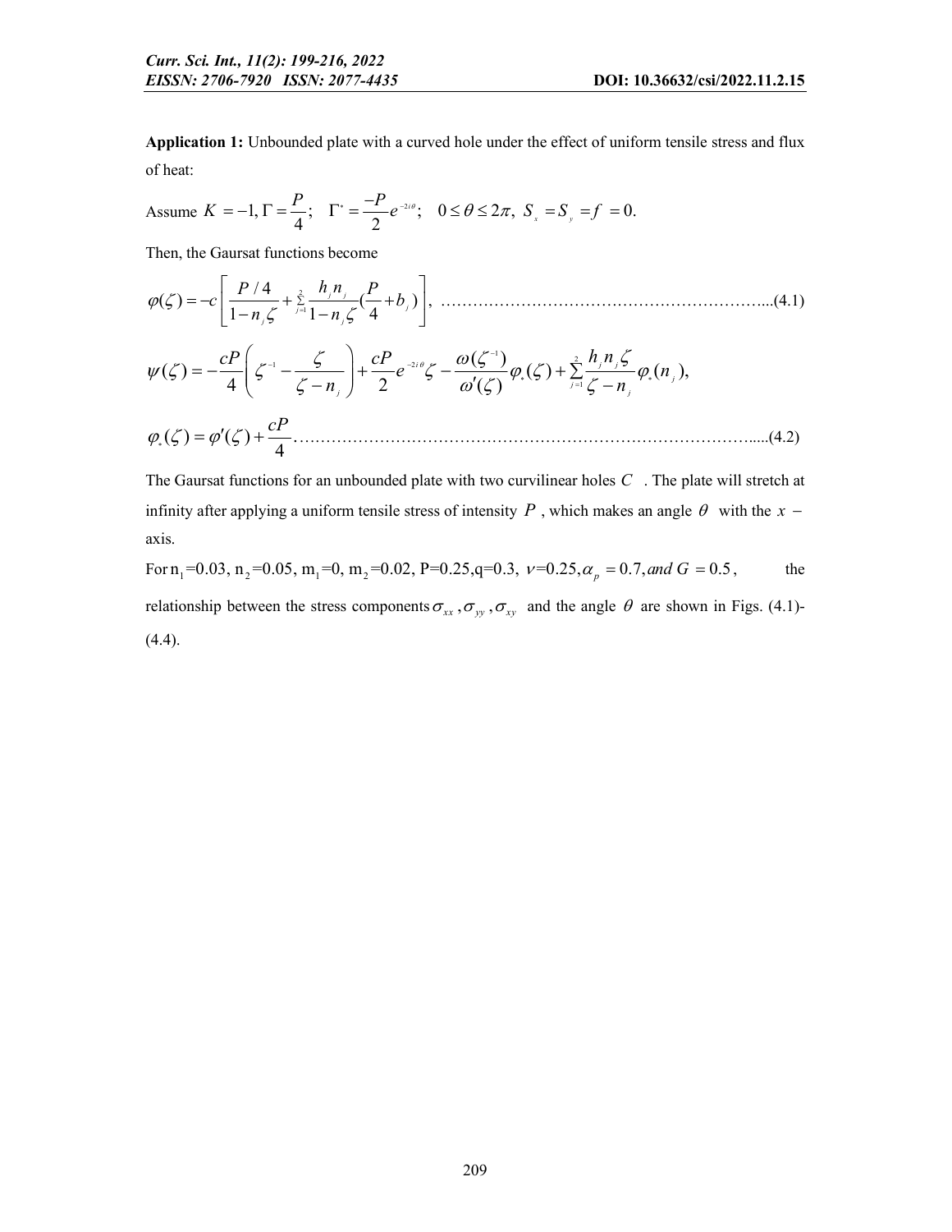**Application 1:** Unbounded plate with a curved hole under the effect of uniform tensile stress and flux of heat:

Assume $K = -1, \Gamma = \dfrac{P}{4}; \quad \Gamma^* = \dfrac{-P}{2} e^{-2i\theta}; \quad 0 \le \theta \le 2\pi, \; S_x = S_y = f = 0.$

Then, the Gaursat functions become

$$\varphi(\zeta) = -c\left[\frac{P/4}{1-n_j\zeta} + \sum_{j=1}^{2} \frac{h_j n_j}{1-n_j\zeta}\left(\frac{P}{4} + b_j\right)\right], \quad \text{......(4.1)}$$

$$\psi(\zeta) = -\frac{cP}{4}\left(\zeta^{-1} - \frac{\zeta}{\zeta - n_j}\right) + \frac{cP}{2} e^{-2i\theta}\zeta - \frac{\omega(\zeta^{-1})}{\omega'(\zeta)}\varphi_*(\zeta) + \sum_{j=1}^{2} \frac{h_j n_j \zeta}{\zeta - n_j}\varphi_*(n_j),$$

$$\varphi_*(\zeta) = \varphi'(\zeta) + \frac{cP}{4} \quad \text{......(4.2)}$$

The Gaursat functions for an unbounded plate with two curvilinear holes $C$. The plate will stretch at infinity after applying a uniform tensile stress of intensity $P$, which makes an angle $\theta$ with the $x-$ axis.

For $n_1$=0.03, $n_2$=0.05, $m_1$=0, $m_2$=0.02, P=0.25, q=0.3, $\nu$=0.25, $\alpha_p = 0.7$, and $G = 0.5$, the relationship between the stress components $\sigma_{xx}, \sigma_{yy}, \sigma_{xy}$ and the angle $\theta$ are shown in Figs. (4.1)-(4.4).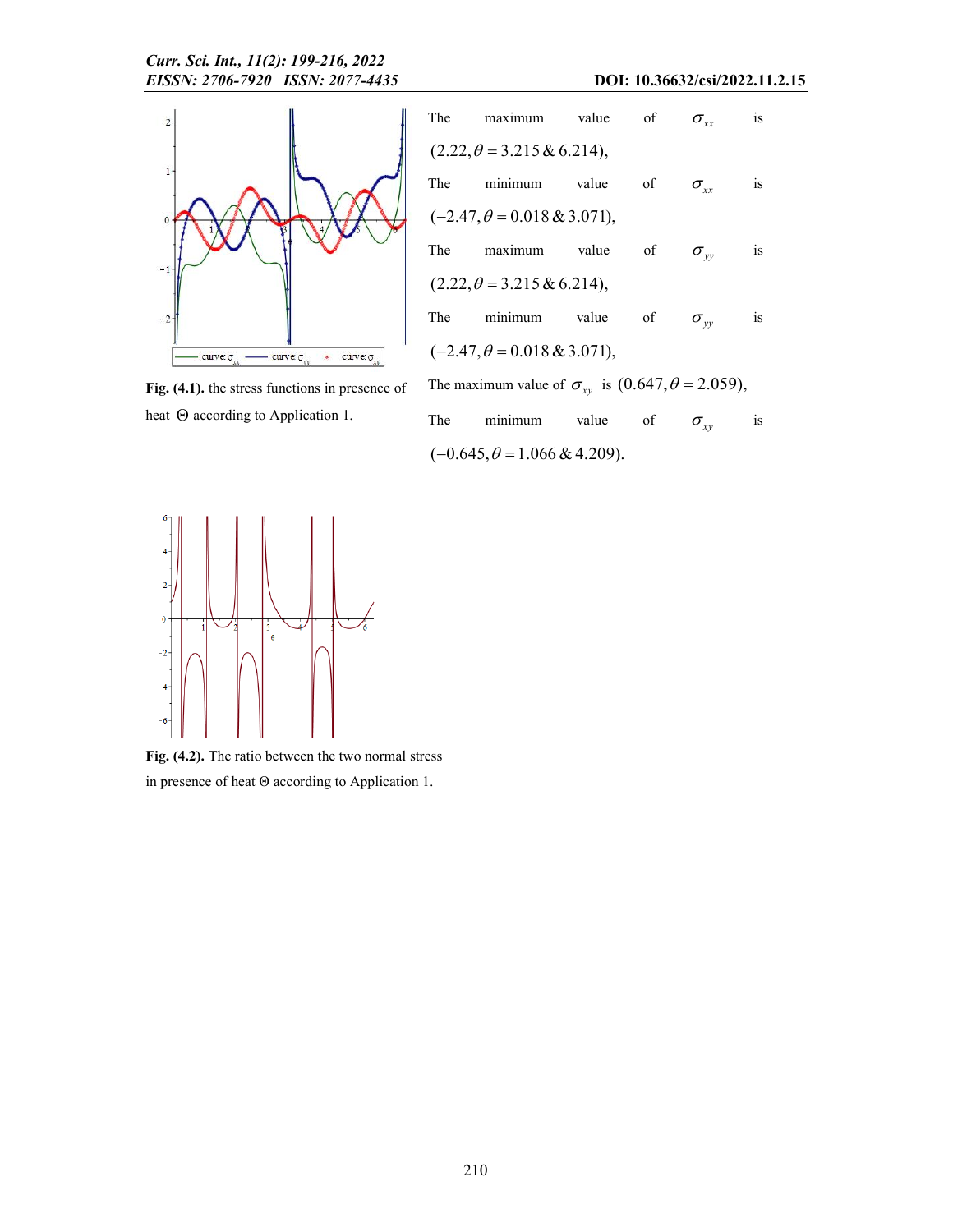Fig. (4.1). the stress functions in presence of heat $\Theta$ according to Application 1.

The maximum value of $\sigma_{xx}$ is $(2.22, \theta = 3.215 \,\&\, 6.214)$,

The minimum value of $\sigma_{xx}$ is $(-2.47, \theta = 0.018 \,\&\, 3.071)$,

The maximum value of $\sigma_{yy}$ is $(2.22, \theta = 3.215 \,\&\, 6.214)$,

The minimum value of $\sigma_{yy}$ is $(-2.47, \theta = 0.018 \,\&\, 3.071)$,

The maximum value of $\sigma_{xy}$ is $(0.647, \theta = 2.059)$,

The minimum value of $\sigma_{xy}$ is $(-0.645, \theta = 1.066 \,\&\, 4.209)$.

**Fig. (4.2).** The ratio between the two normal stress in presence of heat $\Theta$ according to Application 1.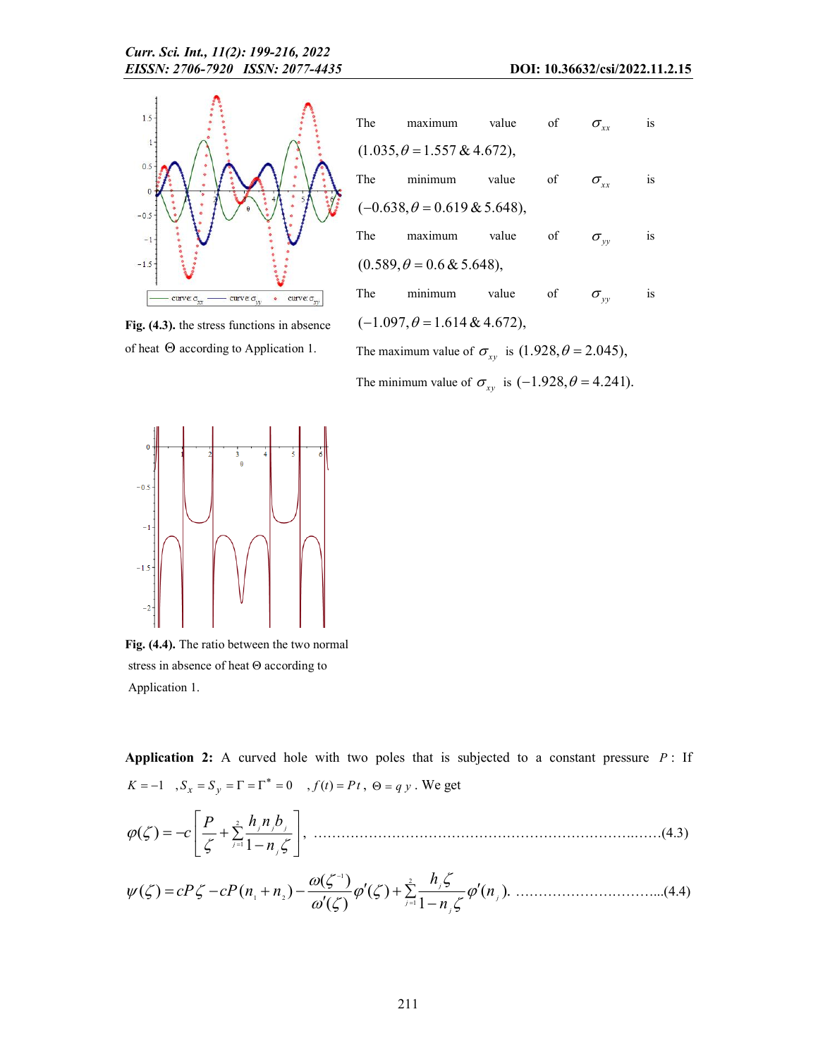Fig. (4.3). the stress functions in absence of heat $\Theta$ according to Application 1.

The maximum value of $\sigma_{xx}$ is $(1.035, \theta = 1.557 \,\&\, 4.672)$,

The minimum value of $\sigma_{xx}$ is $(-0.638, \theta = 0.619 \,\&\, 5.648)$,

The maximum value of $\sigma_{yy}$ is $(0.589, \theta = 0.6 \,\&\, 5.648)$,

The minimum value of $\sigma_{yy}$ is $(-1.097, \theta = 1.614 \,\&\, 4.672)$,

The maximum value of $\sigma_{xy}$ is $(1.928, \theta = 2.045)$,

The minimum value of $\sigma_{xy}$ is $(-1.928, \theta = 4.241)$.

**Fig. (4.4).** The ratio between the two normal stress in absence of heat $\Theta$ according to Application 1.

**Application 2:** A curved hole with two poles that is subjected to a constant pressure $P$: If $K = -1$ , $S_x = S_y = \Gamma = \Gamma^* = 0$ , $f(t) = Pt$ , $\Theta = q\,y$ . We get

$$\varphi(\zeta) = -c\left[\frac{P}{\zeta} + \sum_{j=1}^{2} \frac{h_j n_j b_j}{1 - n_j \zeta}\right], \qquad \text{(4.3)}$$

$$\psi(\zeta) = cP\zeta - cP(n_1 + n_2) - \frac{\omega(\zeta^{-1})}{\omega'(\zeta)}\varphi'(\zeta) + \sum_{j=1}^{2} \frac{h_j \zeta}{1 - n_j \zeta}\varphi'(n_j). \qquad \text{(4.4)}$$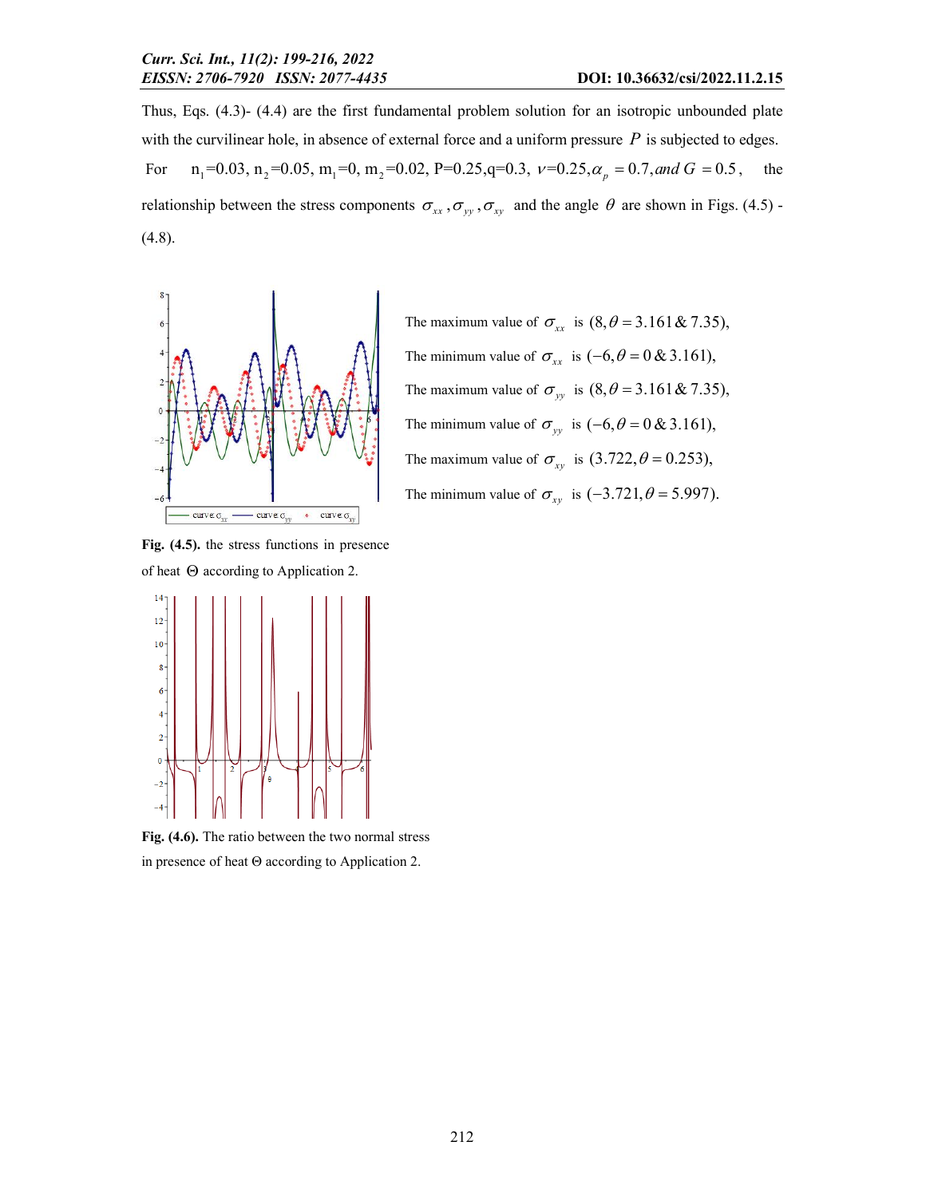Thus, Eqs. (4.3)- (4.4) are the first fundamental problem solution for an isotropic unbounded plate with the curvilinear hole, in absence of external force and a uniform pressure $P$ is subjected to edges.

For $n_1$=0.03, $n_2$=0.05, $m_1$=0, $m_2$=0.02, P=0.25,q=0.3, $\nu$=0.25,$\alpha_p = 0.7, and\ G = 0.5$, the relationship between the stress components $\sigma_{xx}, \sigma_{yy}, \sigma_{xy}$ and the angle $\theta$ are shown in Figs. (4.5) - (4.8).

The maximum value of $\sigma_{xx}$ is $(8, \theta = 3.161 \,\&\, 7.35)$,

The minimum value of $\sigma_{xx}$ is $(-6, \theta = 0 \,\&\, 3.161)$,

The maximum value of $\sigma_{yy}$ is $(8, \theta = 3.161 \,\&\, 7.35)$,

The minimum value of $\sigma_{yy}$ is $(-6, \theta = 0 \,\&\, 3.161)$,

The maximum value of $\sigma_{xy}$ is $(3.722, \theta = 0.253)$,

The minimum value of $\sigma_{xy}$ is $(-3.721, \theta = 5.997)$.

**Fig. (4.5).** the stress functions in presence of heat $\Theta$ according to Application 2.

**Fig. (4.6).** The ratio between the two normal stress in presence of heat $\Theta$ according to Application 2.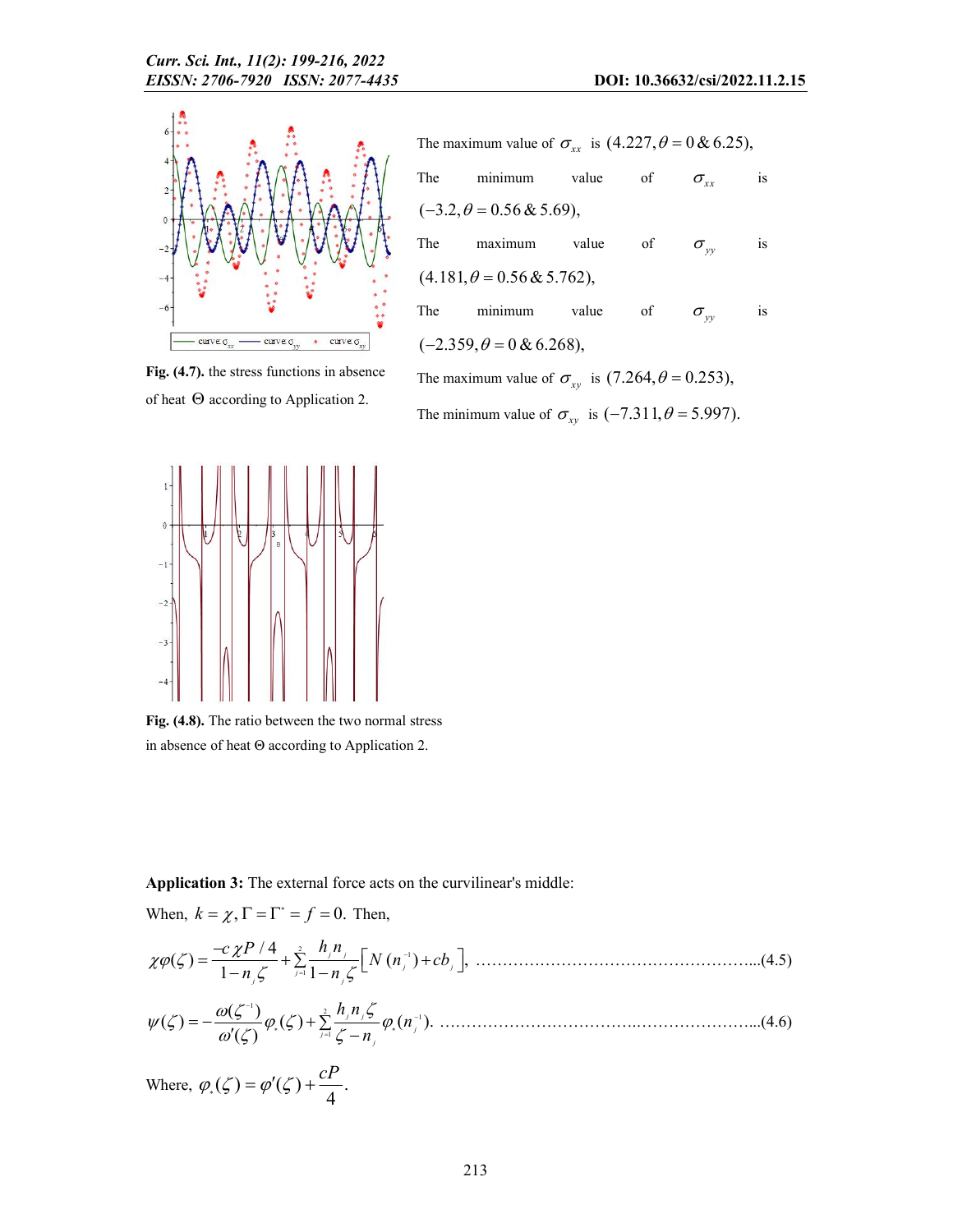Fig. (4.7). the stress functions in absence of heat $\Theta$ according to Application 2.

The maximum value of $\sigma_{xx}$ is $(4.227, \theta = 0 \,\&\, 6.25)$,

The minimum value of $\sigma_{xx}$ is $(-3.2, \theta = 0.56 \,\&\, 5.69)$,

The maximum value of $\sigma_{yy}$ is $(4.181, \theta = 0.56 \,\&\, 5.762)$,

The minimum value of $\sigma_{yy}$ is $(-2.359, \theta = 0 \,\&\, 6.268)$,

The maximum value of $\sigma_{xy}$ is $(7.264, \theta = 0.253)$,

The minimum value of $\sigma_{xy}$ is $(-7.311, \theta = 5.997)$.

Fig. (4.8). The ratio between the two normal stress in absence of heat $\Theta$ according to Application 2.

**Application 3:** The external force acts on the curvilinear's middle:

When, $k = \chi, \Gamma = \Gamma^* = f = 0$. Then,

$$\chi\varphi(\zeta) = \frac{-c\chi P/4}{1 - n_j\zeta} + \sum_{j=1}^{2} \frac{h_j n_j}{1 - n_j\zeta}\left[N(n_j^{-1}) + cb_j\right], \quad \text{.......(4.5)}$$

$$\psi(\zeta) = -\frac{\omega(\zeta^{-1})}{\omega'(\zeta)}\varphi_*(\zeta) + \sum_{j=1}^{2} \frac{h_j n_j \zeta}{\zeta - n_j}\varphi_*(n_j^{-1}). \quad \text{.......(4.6)}$$

Where, $\varphi_*(\zeta) = \varphi'(\zeta) + \dfrac{cP}{4}$.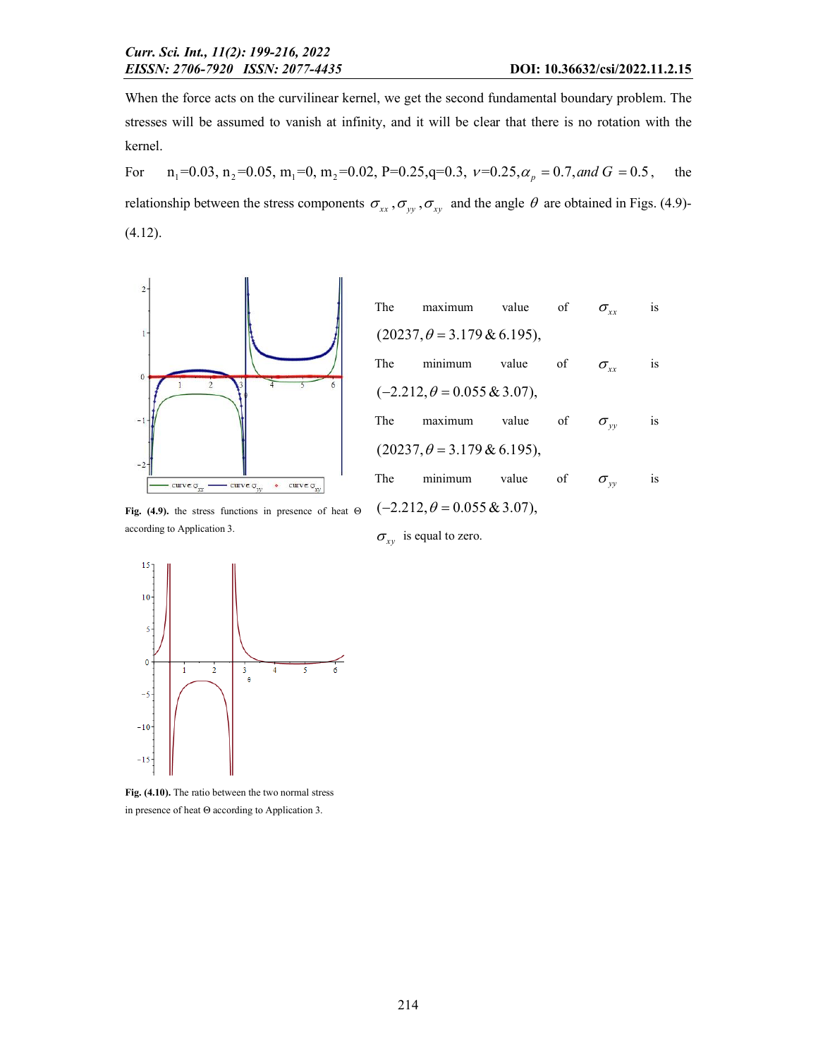When the force acts on the curvilinear kernel, we get the second fundamental boundary problem. The stresses will be assumed to vanish at infinity, and it will be clear that there is no rotation with the kernel.

For $n_1=0.03$, $n_2=0.05$, $m_1=0$, $m_2=0.02$, $P=0.25$, $q=0.3$, $\nu=0.25$, $\alpha_p=0.7$, and $G=0.5$, the relationship between the stress components $\sigma_{xx}, \sigma_{yy}, \sigma_{xy}$ and the angle $\theta$ are obtained in Figs. (4.9)-(4.12).

**Fig. (4.9).** the stress functions in presence of heat $\Theta$ according to Application 3.

The maximum value of $\sigma_{xx}$ is $(20237, \theta = 3.179 \,\&\, 6.195)$,

The minimum value of $\sigma_{xx}$ is $(-2.212, \theta = 0.055 \,\&\, 3.07)$,

The maximum value of $\sigma_{yy}$ is $(20237, \theta = 3.179 \,\&\, 6.195)$,

The minimum value of $\sigma_{yy}$ is $(-2.212, \theta = 0.055 \,\&\, 3.07)$,

$\sigma_{xy}$ is equal to zero.

**Fig. (4.10).** The ratio between the two normal stress in presence of heat $\Theta$ according to Application 3.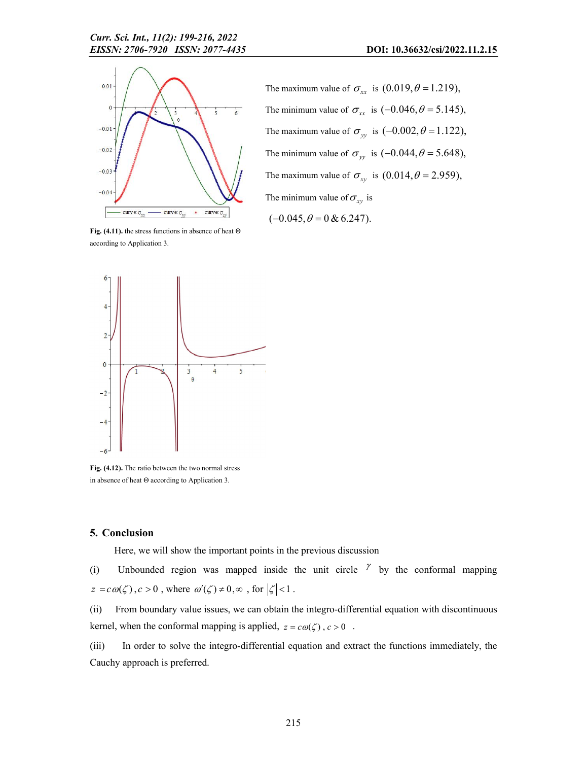Fig. (4.11). the stress functions in absence of heat Θ according to Application 3.

The maximum value of $\sigma_{xx}$ is $(0.019, \theta = 1.219)$,

The minimum value of $\sigma_{xx}$ is $(-0.046, \theta = 5.145)$,

The maximum value of $\sigma_{yy}$ is $(-0.002, \theta = 1.122)$,

The minimum value of $\sigma_{yy}$ is $(-0.044, \theta = 5.648)$,

The maximum value of $\sigma_{xy}$ is $(0.014, \theta = 2.959)$,

The minimum value of $\sigma_{xy}$ is

$(-0.045, \theta = 0 \,\&\, 6.247)$.

Fig. (4.12). The ratio between the two normal stress in absence of heat Θ according to Application 3.

## 5. Conclusion

Here, we will show the important points in the previous discussion

(i) Unbounded region was mapped inside the unit circle $\gamma$ by the conformal mapping $z = c\omega(\zeta), c > 0$, where $\omega'(\zeta) \neq 0, \infty$, for $|\zeta| < 1$.

(ii) From boundary value issues, we can obtain the integro-differential equation with discontinuous kernel, when the conformal mapping is applied, $z = c\omega(\zeta), c > 0$.

(iii) In order to solve the integro-differential equation and extract the functions immediately, the Cauchy approach is preferred.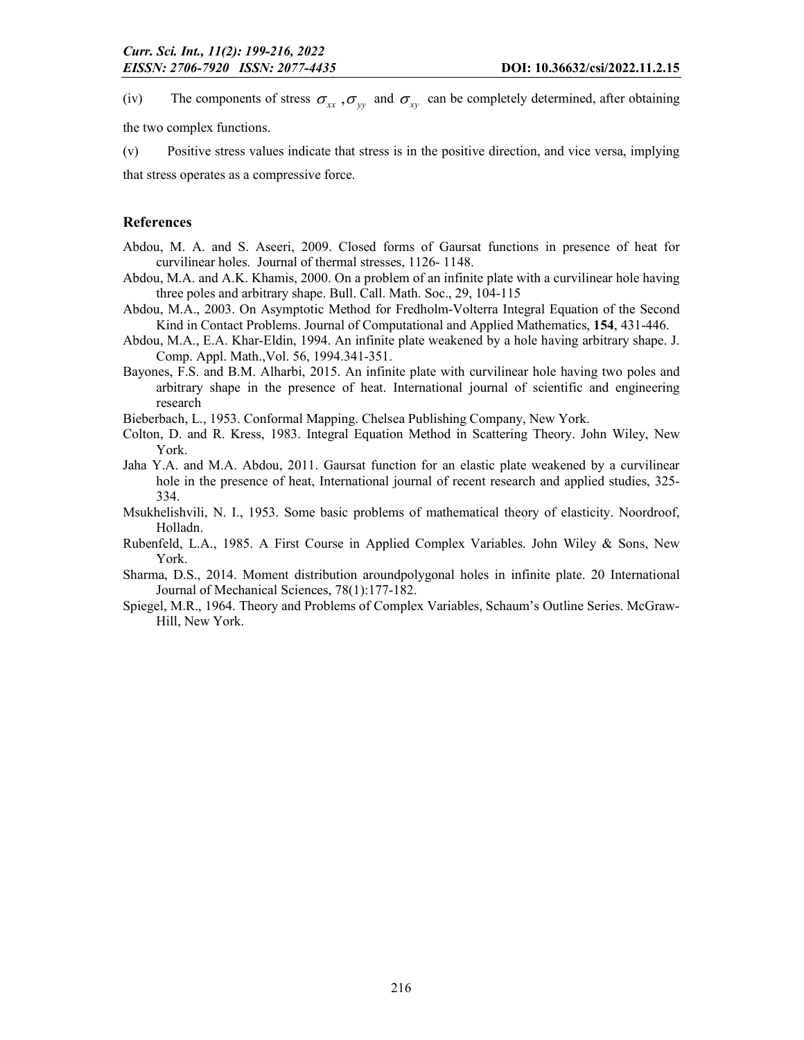(iv) The components of stress $\sigma_{xx}$ , $\sigma_{yy}$ and $\sigma_{xy}$ can be completely determined, after obtaining the two complex functions.

(v) Positive stress values indicate that stress is in the positive direction, and vice versa, implying that stress operates as a compressive force.

## References

Abdou, M. A. and S. Aseeri, 2009. Closed forms of Gaursat functions in presence of heat for curvilinear holes. Journal of thermal stresses, 1126- 1148.

Abdou, M.A. and A.K. Khamis, 2000. On a problem of an infinite plate with a curvilinear hole having three poles and arbitrary shape. Bull. Call. Math. Soc., 29, 104-115

Abdou, M.A., 2003. On Asymptotic Method for Fredholm-Volterra Integral Equation of the Second Kind in Contact Problems. Journal of Computational and Applied Mathematics, **154**, 431-446.

Abdou, M.A., E.A. Khar-Eldin, 1994. An infinite plate weakened by a hole having arbitrary shape. J. Comp. Appl. Math.,Vol. 56, 1994.341-351.

Bayones, F.S. and B.M. Alharbi, 2015. An infinite plate with curvilinear hole having two poles and arbitrary shape in the presence of heat. International journal of scientific and engineering research

Bieberbach, L., 1953. Conformal Mapping. Chelsea Publishing Company, New York.

Colton, D. and R. Kress, 1983. Integral Equation Method in Scattering Theory. John Wiley, New York.

Jaha Y.A. and M.A. Abdou, 2011. Gaursat function for an elastic plate weakened by a curvilinear hole in the presence of heat, International journal of recent research and applied studies, 325-334.

Msukhelishvili, N. I., 1953. Some basic problems of mathematical theory of elasticity. Noordroof, Holladn.

Rubenfeld, L.A., 1985. A First Course in Applied Complex Variables. John Wiley & Sons, New York.

Sharma, D.S., 2014. Moment distribution aroundpolygonal holes in infinite plate. 20 International Journal of Mechanical Sciences, 78(1):177-182.

Spiegel, M.R., 1964. Theory and Problems of Complex Variables, Schaum's Outline Series. McGraw-Hill, New York.